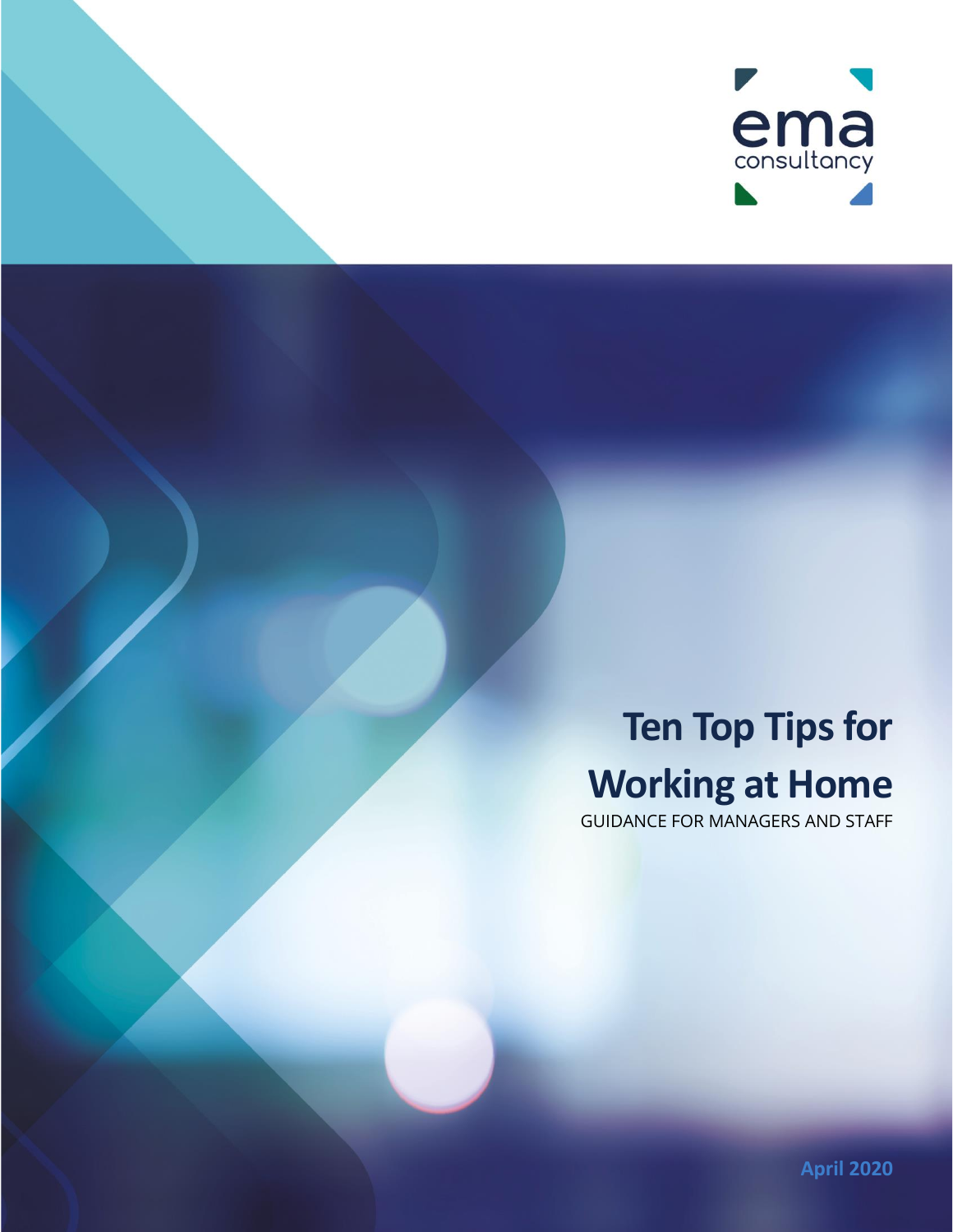ema consultancy

# Ten Top Tips for Working at Home

GUIDANCE FOR MANAGERS AND STAFF

**April 2020**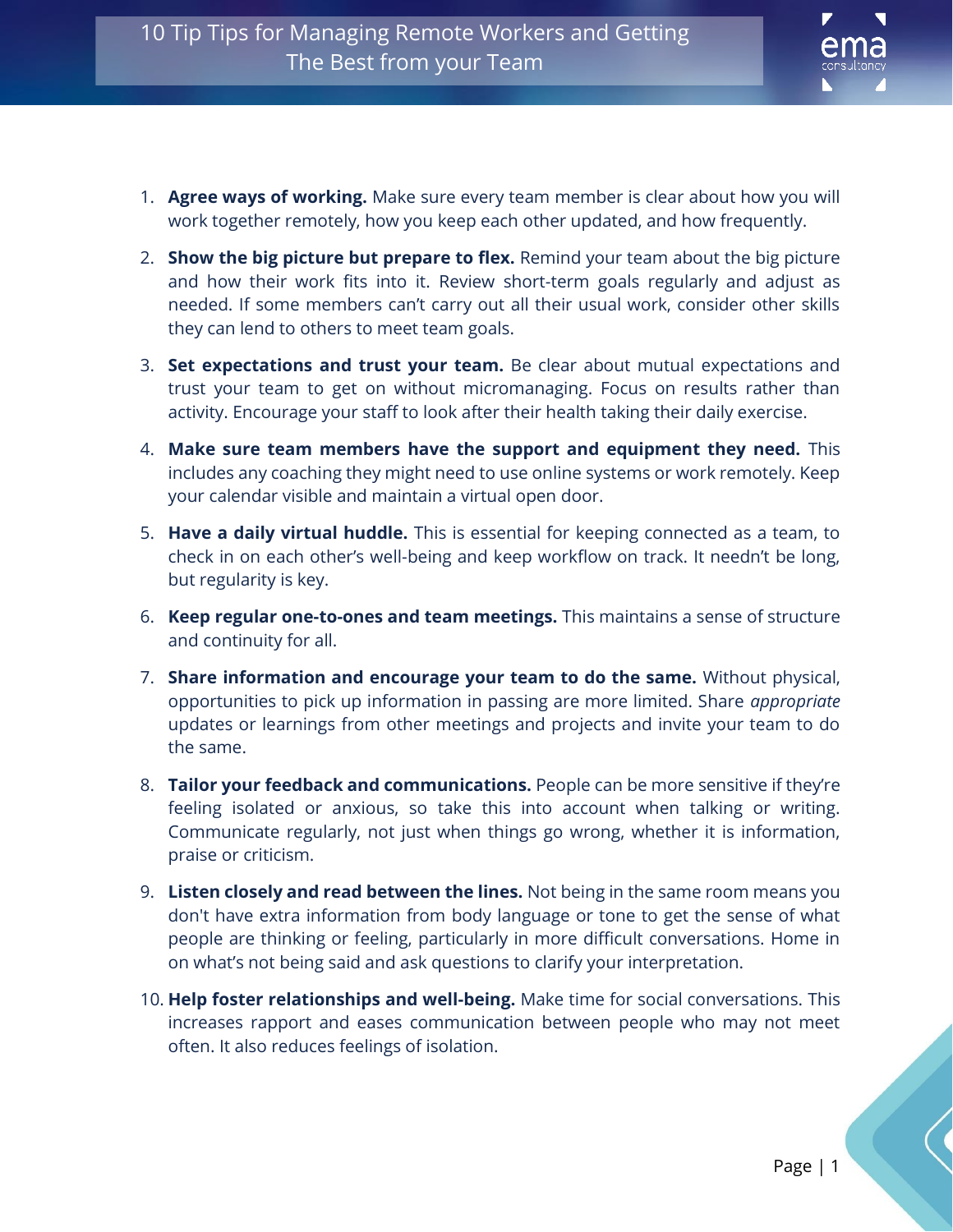# 10 Tip Tips for Managing Remote Workers and Getting The Best from your Team

1. **Agree ways of working.** Make sure every team member is clear about how you will work together remotely, how you keep each other updated, and how frequently.
2. **Show the big picture but prepare to flex.** Remind your team about the big picture and how their work fits into it. Review short-term goals regularly and adjust as needed. If some members can't carry out all their usual work, consider other skills they can lend to others to meet team goals.
3. **Set expectations and trust your team.** Be clear about mutual expectations and trust your team to get on without micromanaging. Focus on results rather than activity. Encourage your staff to look after their health taking their daily exercise.
4. **Make sure team members have the support and equipment they need.** This includes any coaching they might need to use online systems or work remotely. Keep your calendar visible and maintain a virtual open door.
5. **Have a daily virtual huddle.** This is essential for keeping connected as a team, to check in on each other's well-being and keep workflow on track. It needn't be long, but regularity is key.
6. **Keep regular one-to-ones and team meetings.** This maintains a sense of structure and continuity for all.
7. **Share information and encourage your team to do the same.** Without physical, opportunities to pick up information in passing are more limited. Share *appropriate* updates or learnings from other meetings and projects and invite your team to do the same.
8. **Tailor your feedback and communications.** People can be more sensitive if they're feeling isolated or anxious, so take this into account when talking or writing. Communicate regularly, not just when things go wrong, whether it is information, praise or criticism.
9. **Listen closely and read between the lines.** Not being in the same room means you don't have extra information from body language or tone to get the sense of what people are thinking or feeling, particularly in more difficult conversations. Home in on what's not being said and ask questions to clarify your interpretation.
10. **Help foster relationships and well-being.** Make time for social conversations. This increases rapport and eases communication between people who may not meet often. It also reduces feelings of isolation.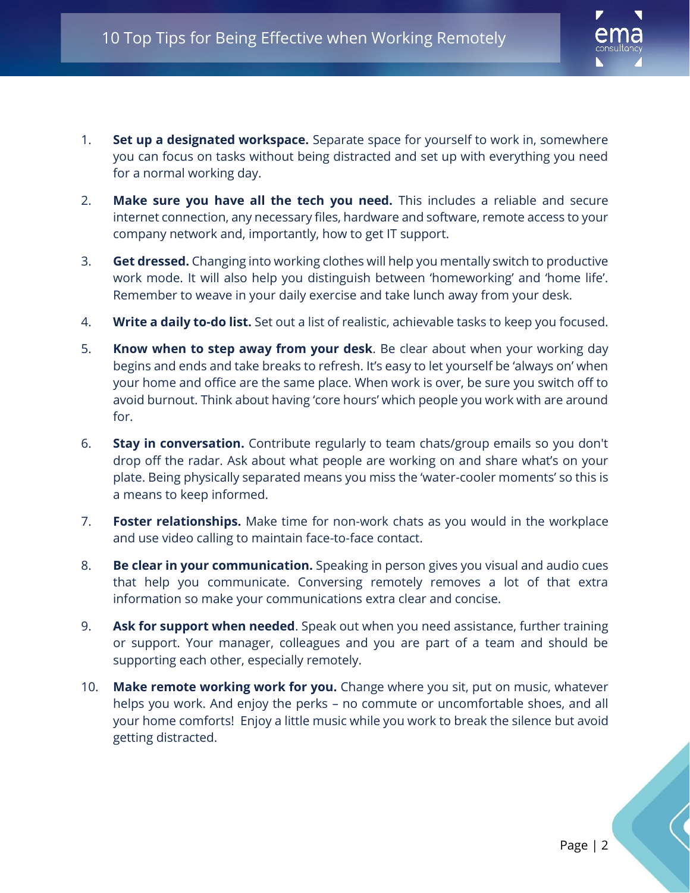1. **Set up a designated workspace.** Separate space for yourself to work in, somewhere you can focus on tasks without being distracted and set up with everything you need for a normal working day.

2. **Make sure you have all the tech you need.** This includes a reliable and secure internet connection, any necessary files, hardware and software, remote access to your company network and, importantly, how to get IT support.

3. **Get dressed.** Changing into working clothes will help you mentally switch to productive work mode. It will also help you distinguish between 'homeworking' and 'home life'. Remember to weave in your daily exercise and take lunch away from your desk.

4. **Write a daily to-do list.** Set out a list of realistic, achievable tasks to keep you focused.

5. **Know when to step away from your desk**. Be clear about when your working day begins and ends and take breaks to refresh. It's easy to let yourself be 'always on' when your home and office are the same place. When work is over, be sure you switch off to avoid burnout. Think about having 'core hours' which people you work with are around for.

6. **Stay in conversation.** Contribute regularly to team chats/group emails so you don't drop off the radar. Ask about what people are working on and share what's on your plate. Being physically separated means you miss the 'water-cooler moments' so this is a means to keep informed.

7. **Foster relationships.** Make time for non-work chats as you would in the workplace and use video calling to maintain face-to-face contact.

8. **Be clear in your communication.** Speaking in person gives you visual and audio cues that help you communicate. Conversing remotely removes a lot of that extra information so make your communications extra clear and concise.

9. **Ask for support when needed**. Speak out when you need assistance, further training or support. Your manager, colleagues and you are part of a team and should be supporting each other, especially remotely.

10. **Make remote working work for you.** Change where you sit, put on music, whatever helps you work. And enjoy the perks – no commute or uncomfortable shoes, and all your home comforts! Enjoy a little music while you work to break the silence but avoid getting distracted.